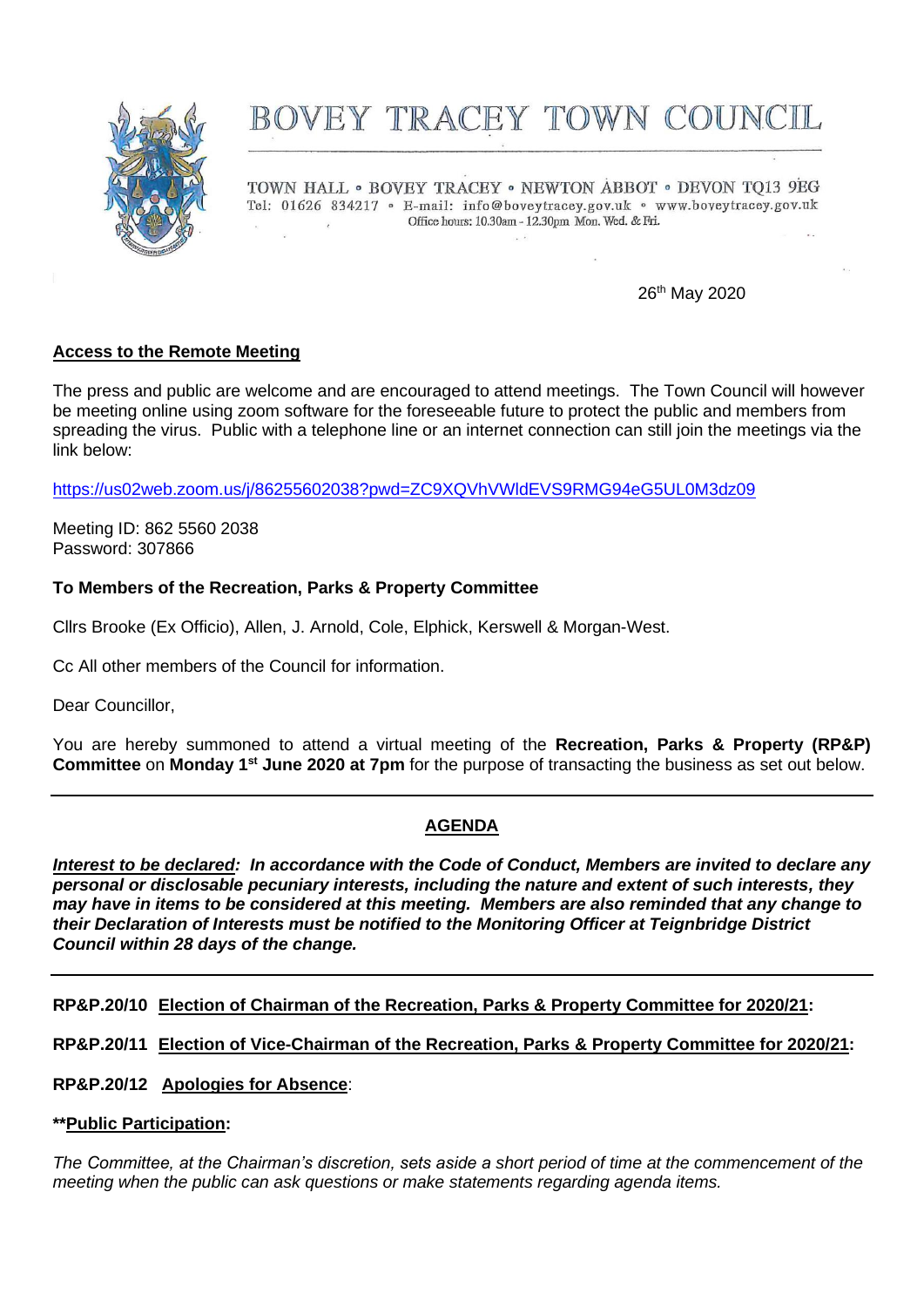# BOVEY TRACEY TOWN COUNCIL

TOWN HALL • BOVEY TRACEY • NEWTON ABBOT • DEVON TQ13 9EG
Tel: 01626 834217 • E-mail: info@boveytracey.gov.uk • www.boveytracey.gov.uk
Office hours: 10.30am - 12.30pm Mon, Wed. & Fri.

26th May 2020

**Access to the Remote Meeting**

The press and public are welcome and are encouraged to attend meetings. The Town Council will however be meeting online using zoom software for the foreseeable future to protect the public and members from spreading the virus. Public with a telephone line or an internet connection can still join the meetings via the link below:

https://us02web.zoom.us/j/86255602038?pwd=ZC9XQVhVWldEVS9RMG94eG5UL0M3dz09

Meeting ID: 862 5560 2038
Password: 307866

**To Members of the Recreation, Parks & Property Committee**

Cllrs Brooke (Ex Officio), Allen, J. Arnold, Cole, Elphick, Kerswell & Morgan-West.

Cc All other members of the Council for information.

Dear Councillor,

You are hereby summoned to attend a virtual meeting of the **Recreation, Parks & Property (RP&P) Committee** on **Monday 1st June 2020 at 7pm** for the purpose of transacting the business as set out below.

---

## AGENDA

***Interest to be declared*: In accordance with the Code of Conduct, Members are invited to declare any personal or disclosable pecuniary interests, including the nature and extent of such interests, they may have in items to be considered at this meeting. Members are also reminded that any change to their Declaration of Interests must be notified to the Monitoring Officer at Teignbridge District Council within 28 days of the change.**

---

**RP&P.20/10 Election of Chairman of the Recreation, Parks & Property Committee for 2020/21:**

**RP&P.20/11 Election of Vice-Chairman of the Recreation, Parks & Property Committee for 2020/21:**

**RP&P.20/12 Apologies for Absence**:

****Public Participation:**

*The Committee, at the Chairman's discretion, sets aside a short period of time at the commencement of the meeting when the public can ask questions or make statements regarding agenda items.*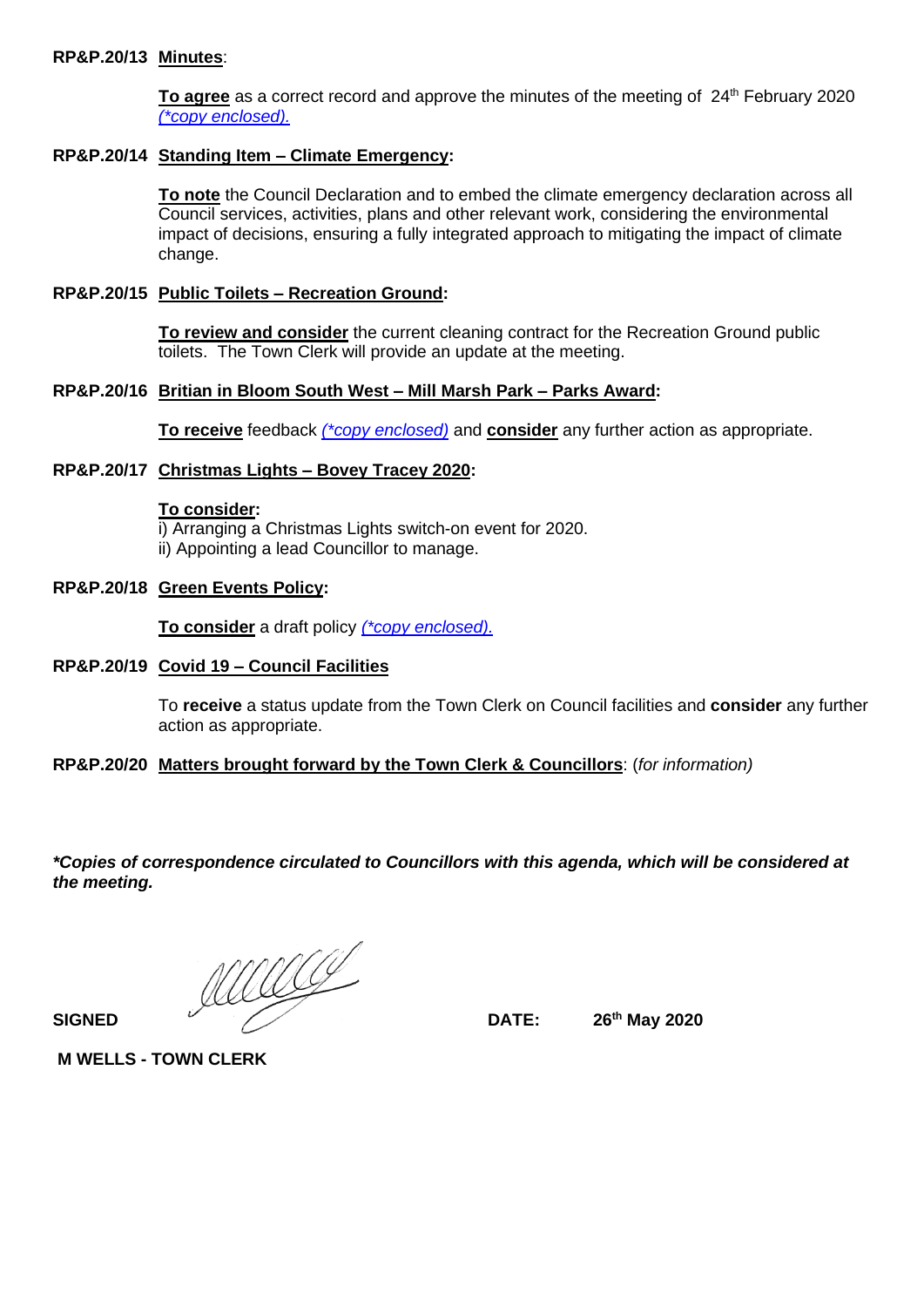**RP&P.20/13 Minutes**:

**To agree** as a correct record and approve the minutes of the meeting of 24th February 2020 *(\*copy enclosed).*

**RP&P.20/14 Standing Item – Climate Emergency:**

**To note** the Council Declaration and to embed the climate emergency declaration across all Council services, activities, plans and other relevant work, considering the environmental impact of decisions, ensuring a fully integrated approach to mitigating the impact of climate change.

**RP&P.20/15 Public Toilets – Recreation Ground:**

**To review and consider** the current cleaning contract for the Recreation Ground public toilets. The Town Clerk will provide an update at the meeting.

**RP&P.20/16 Britian in Bloom South West – Mill Marsh Park – Parks Award:**

**To receive** feedback *(\*copy enclosed)* and **consider** any further action as appropriate.

**RP&P.20/17 Christmas Lights – Bovey Tracey 2020:**

**To consider:**
i) Arranging a Christmas Lights switch-on event for 2020.
ii) Appointing a lead Councillor to manage.

**RP&P.20/18 Green Events Policy:**

**To consider** a draft policy *(\*copy enclosed).*

**RP&P.20/19 Covid 19 – Council Facilities**

To **receive** a status update from the Town Clerk on Council facilities and **consider** any further action as appropriate.

**RP&P.20/20 Matters brought forward by the Town Clerk & Councillors**: (*for information)*

***\*Copies of correspondence circulated to Councillors with this agenda, which will be considered at the meeting.***

**SIGNED** **DATE: 26th May 2020**

**M WELLS - TOWN CLERK**